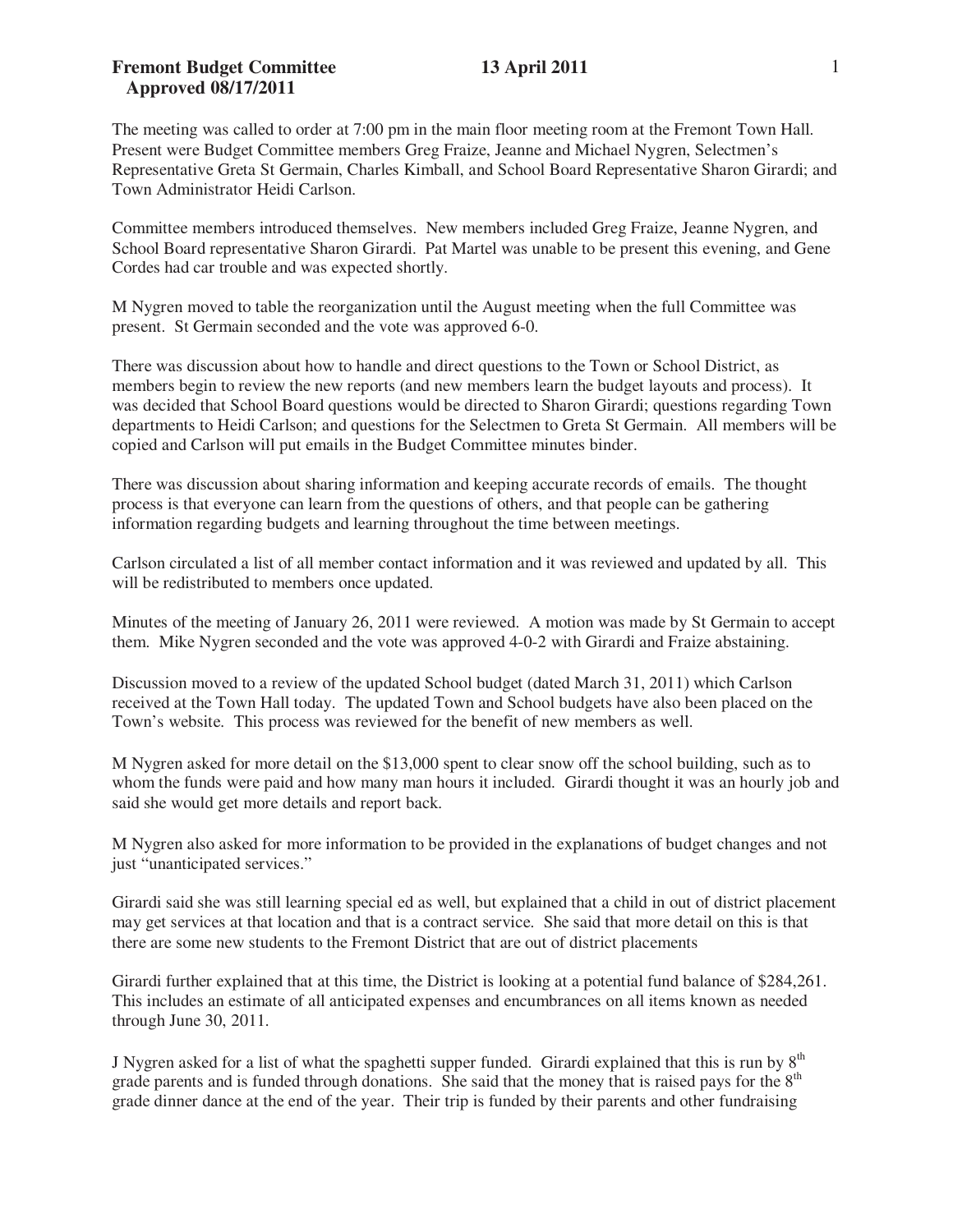**Fremont Budget Committee** **13 April 2011**
**Approved 08/17/2011**

The meeting was called to order at 7:00 pm in the main floor meeting room at the Fremont Town Hall. Present were Budget Committee members Greg Fraize, Jeanne and Michael Nygren, Selectmen's Representative Greta St Germain, Charles Kimball, and School Board Representative Sharon Girardi; and Town Administrator Heidi Carlson.

Committee members introduced themselves. New members included Greg Fraize, Jeanne Nygren, and School Board representative Sharon Girardi. Pat Martel was unable to be present this evening, and Gene Cordes had car trouble and was expected shortly.

M Nygren moved to table the reorganization until the August meeting when the full Committee was present. St Germain seconded and the vote was approved 6-0.

There was discussion about how to handle and direct questions to the Town or School District, as members begin to review the new reports (and new members learn the budget layouts and process). It was decided that School Board questions would be directed to Sharon Girardi; questions regarding Town departments to Heidi Carlson; and questions for the Selectmen to Greta St Germain. All members will be copied and Carlson will put emails in the Budget Committee minutes binder.

There was discussion about sharing information and keeping accurate records of emails. The thought process is that everyone can learn from the questions of others, and that people can be gathering information regarding budgets and learning throughout the time between meetings.

Carlson circulated a list of all member contact information and it was reviewed and updated by all. This will be redistributed to members once updated.

Minutes of the meeting of January 26, 2011 were reviewed. A motion was made by St Germain to accept them. Mike Nygren seconded and the vote was approved 4-0-2 with Girardi and Fraize abstaining.

Discussion moved to a review of the updated School budget (dated March 31, 2011) which Carlson received at the Town Hall today. The updated Town and School budgets have also been placed on the Town's website. This process was reviewed for the benefit of new members as well.

M Nygren asked for more detail on the $13,000 spent to clear snow off the school building, such as to whom the funds were paid and how many man hours it included. Girardi thought it was an hourly job and said she would get more details and report back.

M Nygren also asked for more information to be provided in the explanations of budget changes and not just "unanticipated services."

Girardi said she was still learning special ed as well, but explained that a child in out of district placement may get services at that location and that is a contract service. She said that more detail on this is that there are some new students to the Fremont District that are out of district placements

Girardi further explained that at this time, the District is looking at a potential fund balance of $284,261. This includes an estimate of all anticipated expenses and encumbrances on all items known as needed through June 30, 2011.

J Nygren asked for a list of what the spaghetti supper funded. Girardi explained that this is run by 8th grade parents and is funded through donations. She said that the money that is raised pays for the 8th grade dinner dance at the end of the year. Their trip is funded by their parents and other fundraising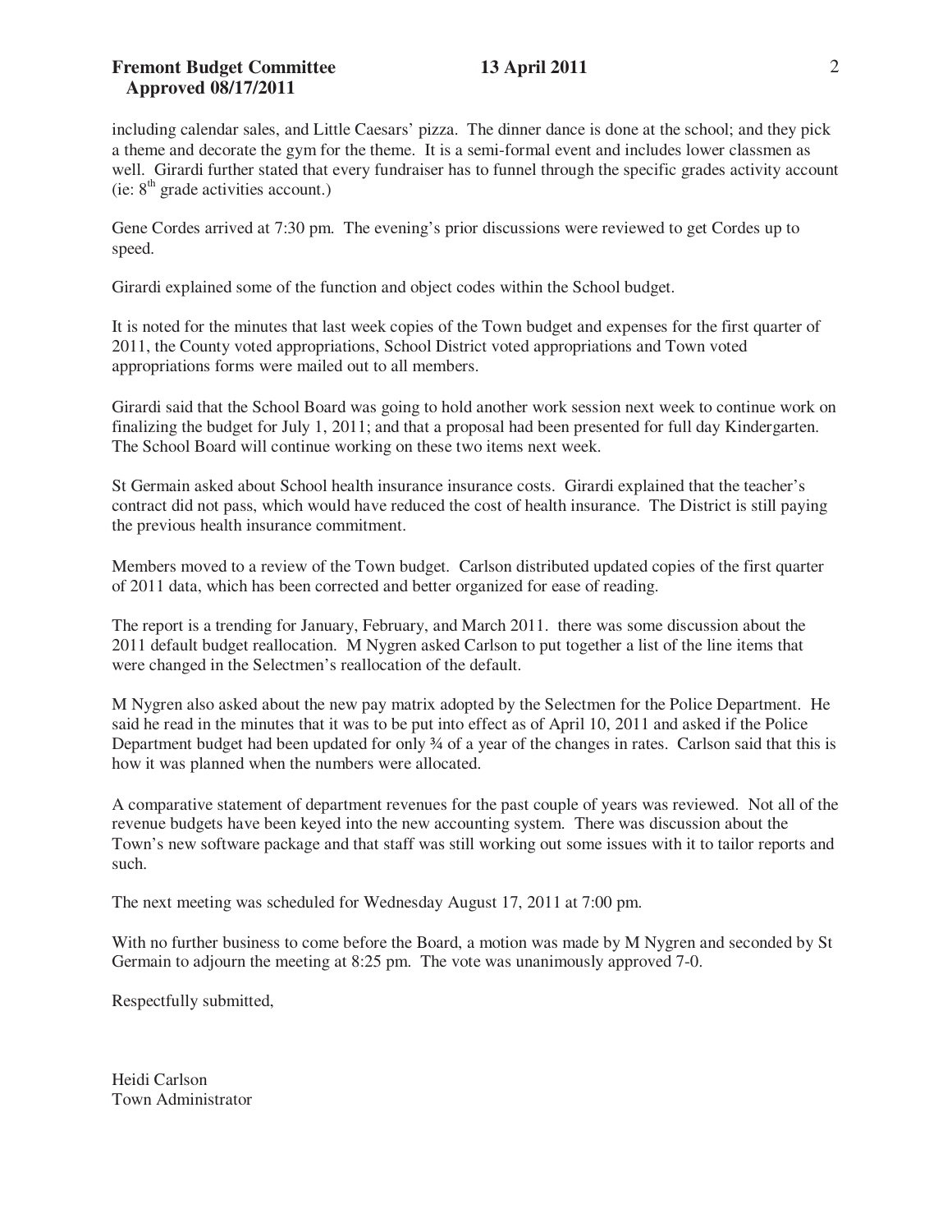including calendar sales, and Little Caesars' pizza. The dinner dance is done at the school; and they pick a theme and decorate the gym for the theme. It is a semi-formal event and includes lower classmen as well. Girardi further stated that every fundraiser has to funnel through the specific grades activity account (ie: 8th grade activities account.)

Gene Cordes arrived at 7:30 pm. The evening's prior discussions were reviewed to get Cordes up to speed.

Girardi explained some of the function and object codes within the School budget.

It is noted for the minutes that last week copies of the Town budget and expenses for the first quarter of 2011, the County voted appropriations, School District voted appropriations and Town voted appropriations forms were mailed out to all members.

Girardi said that the School Board was going to hold another work session next week to continue work on finalizing the budget for July 1, 2011; and that a proposal had been presented for full day Kindergarten. The School Board will continue working on these two items next week.

St Germain asked about School health insurance insurance costs. Girardi explained that the teacher's contract did not pass, which would have reduced the cost of health insurance. The District is still paying the previous health insurance commitment.

Members moved to a review of the Town budget. Carlson distributed updated copies of the first quarter of 2011 data, which has been corrected and better organized for ease of reading.

The report is a trending for January, February, and March 2011. there was some discussion about the 2011 default budget reallocation. M Nygren asked Carlson to put together a list of the line items that were changed in the Selectmen's reallocation of the default.

M Nygren also asked about the new pay matrix adopted by the Selectmen for the Police Department. He said he read in the minutes that it was to be put into effect as of April 10, 2011 and asked if the Police Department budget had been updated for only ¾ of a year of the changes in rates. Carlson said that this is how it was planned when the numbers were allocated.

A comparative statement of department revenues for the past couple of years was reviewed. Not all of the revenue budgets have been keyed into the new accounting system. There was discussion about the Town's new software package and that staff was still working out some issues with it to tailor reports and such.

The next meeting was scheduled for Wednesday August 17, 2011 at 7:00 pm.

With no further business to come before the Board, a motion was made by M Nygren and seconded by St Germain to adjourn the meeting at 8:25 pm. The vote was unanimously approved 7-0.

Respectfully submitted,

Heidi Carlson
Town Administrator